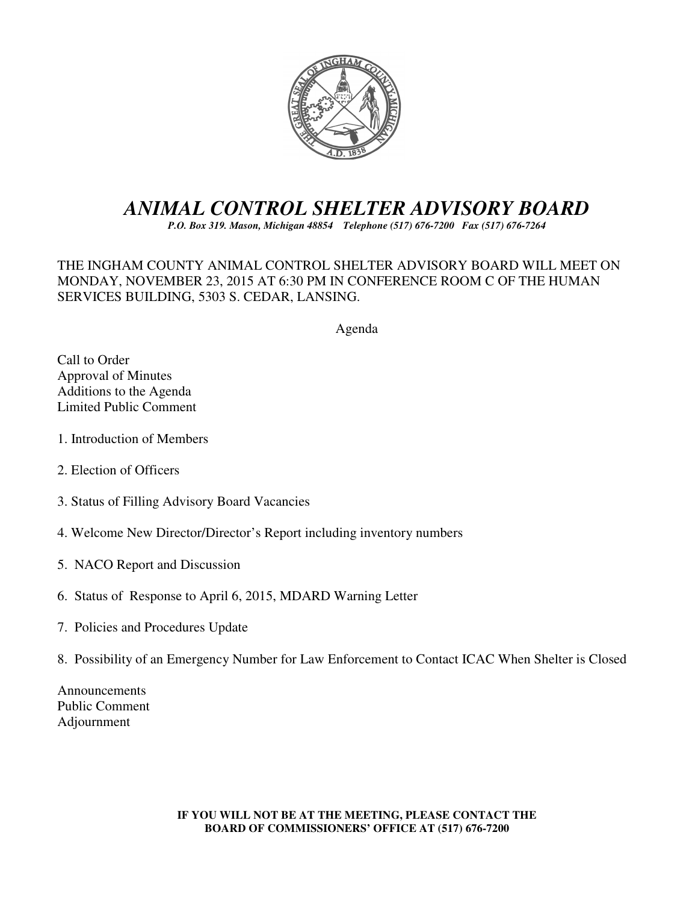# *ANIMAL CONTROL SHELTER ADVISORY BOARD*

***P.O. Box 319. Mason, Michigan 48854 Telephone (517) 676-7200 Fax (517) 676-7264***

THE INGHAM COUNTY ANIMAL CONTROL SHELTER ADVISORY BOARD WILL MEET ON MONDAY, NOVEMBER 23, 2015 AT 6:30 PM IN CONFERENCE ROOM C OF THE HUMAN SERVICES BUILDING, 5303 S. CEDAR, LANSING.

Agenda

Call to Order
Approval of Minutes
Additions to the Agenda
Limited Public Comment

1. Introduction of Members

2. Election of Officers

3. Status of Filling Advisory Board Vacancies

4. Welcome New Director/Director's Report including inventory numbers

5. NACO Report and Discussion

6. Status of Response to April 6, 2015, MDARD Warning Letter

7. Policies and Procedures Update

8. Possibility of an Emergency Number for Law Enforcement to Contact ICAC When Shelter is Closed

Announcements
Public Comment
Adjournment

**IF YOU WILL NOT BE AT THE MEETING, PLEASE CONTACT THE BOARD OF COMMISSIONERS' OFFICE AT (517) 676-7200**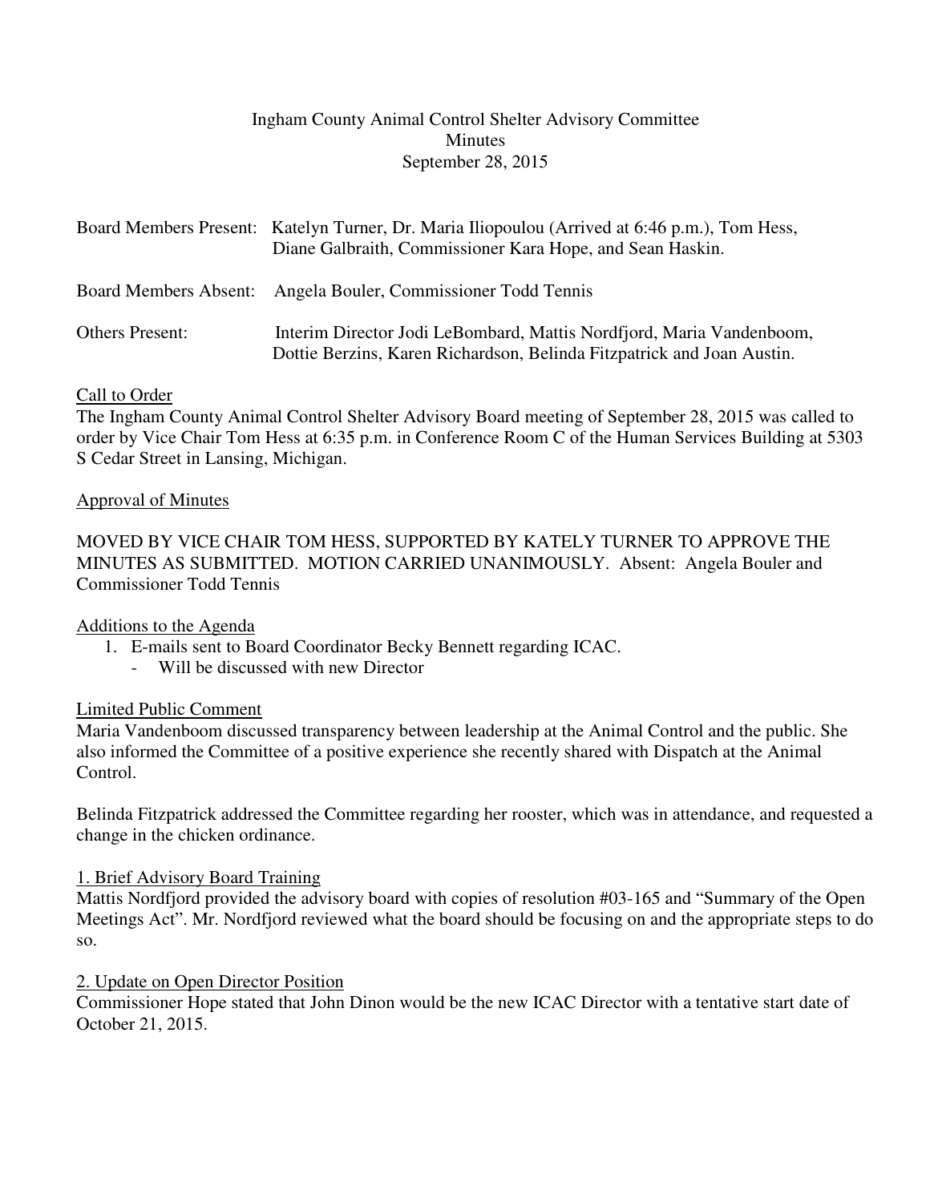Ingham County Animal Control Shelter Advisory Committee
Minutes
September 28, 2015

Board Members Present: Katelyn Turner, Dr. Maria Iliopoulou (Arrived at 6:46 p.m.), Tom Hess, Diane Galbraith, Commissioner Kara Hope, and Sean Haskin.

Board Members Absent: Angela Bouler, Commissioner Todd Tennis

Others Present: Interim Director Jodi LeBombard, Mattis Nordfjord, Maria Vandenboom, Dottie Berzins, Karen Richardson, Belinda Fitzpatrick and Joan Austin.

Call to Order

The Ingham County Animal Control Shelter Advisory Board meeting of September 28, 2015 was called to order by Vice Chair Tom Hess at 6:35 p.m. in Conference Room C of the Human Services Building at 5303 S Cedar Street in Lansing, Michigan.

Approval of Minutes

MOVED BY VICE CHAIR TOM HESS, SUPPORTED BY KATELY TURNER TO APPROVE THE MINUTES AS SUBMITTED. MOTION CARRIED UNANIMOUSLY. Absent: Angela Bouler and Commissioner Todd Tennis

Additions to the Agenda

1. E-mails sent to Board Coordinator Becky Bennett regarding ICAC.
   - Will be discussed with new Director

Limited Public Comment

Maria Vandenboom discussed transparency between leadership at the Animal Control and the public. She also informed the Committee of a positive experience she recently shared with Dispatch at the Animal Control.

Belinda Fitzpatrick addressed the Committee regarding her rooster, which was in attendance, and requested a change in the chicken ordinance.

1. Brief Advisory Board Training

Mattis Nordfjord provided the advisory board with copies of resolution #03-165 and "Summary of the Open Meetings Act". Mr. Nordfjord reviewed what the board should be focusing on and the appropriate steps to do so.

2. Update on Open Director Position

Commissioner Hope stated that John Dinon would be the new ICAC Director with a tentative start date of October 21, 2015.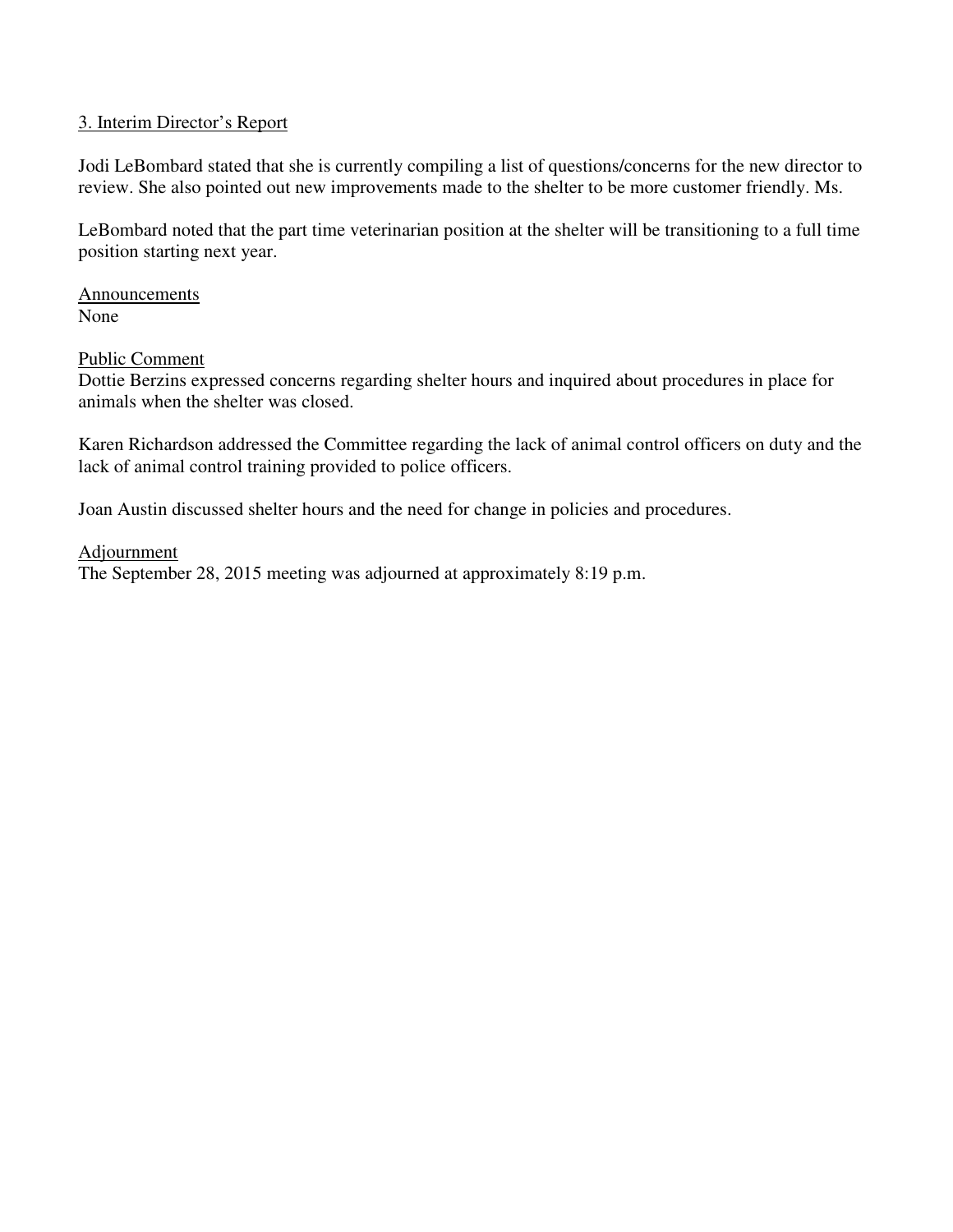3. Interim Director's Report

Jodi LeBombard stated that she is currently compiling a list of questions/concerns for the new director to review. She also pointed out new improvements made to the shelter to be more customer friendly. Ms.

LeBombard noted that the part time veterinarian position at the shelter will be transitioning to a full time position starting next year.

Announcements
None

Public Comment
Dottie Berzins expressed concerns regarding shelter hours and inquired about procedures in place for animals when the shelter was closed.

Karen Richardson addressed the Committee regarding the lack of animal control officers on duty and the lack of animal control training provided to police officers.

Joan Austin discussed shelter hours and the need for change in policies and procedures.

Adjournment
The September 28, 2015 meeting was adjourned at approximately 8:19 p.m.